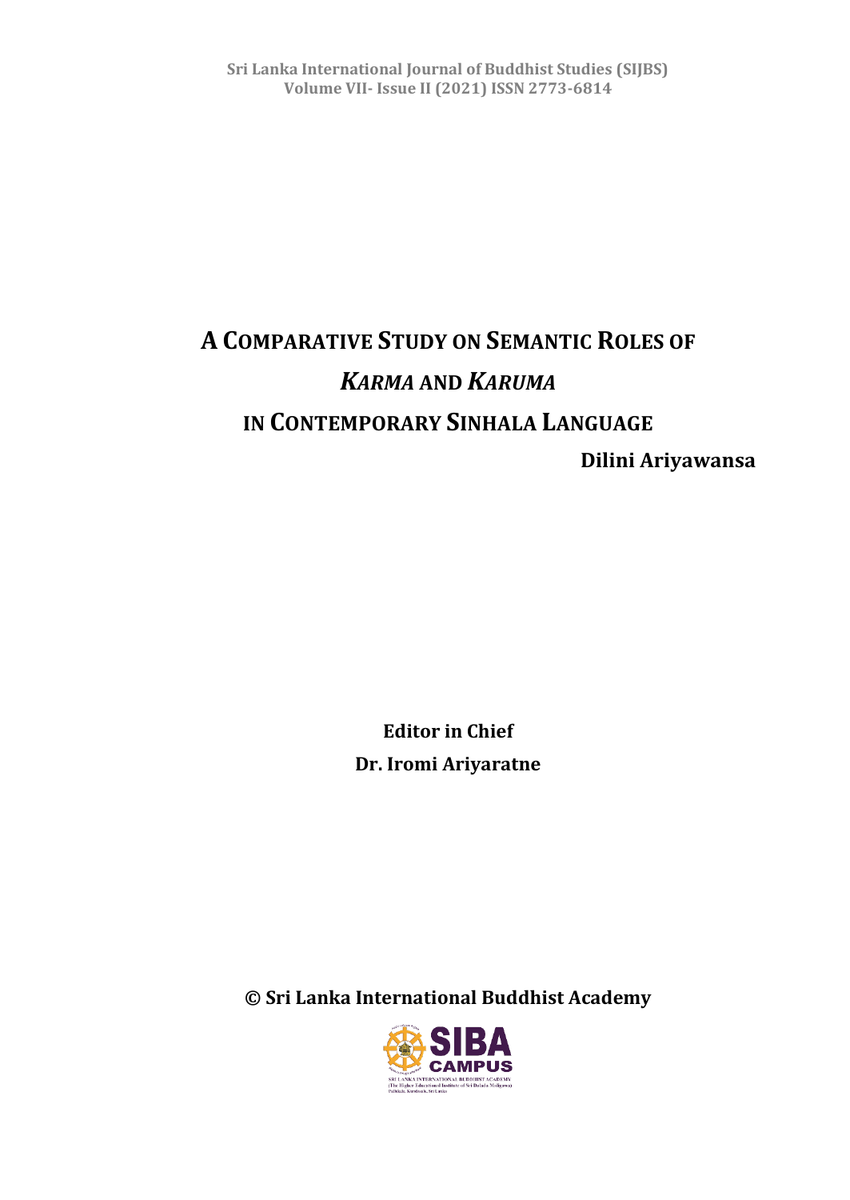# A Comparative Study on Semantic Roles of *Karma* and *Karuma* in Contemporary Sinhala Language

**Dilini Ariyawansa**

**Editor in Chief**

**Dr. Iromi Ariyaratne**

**© Sri Lanka International Buddhist Academy**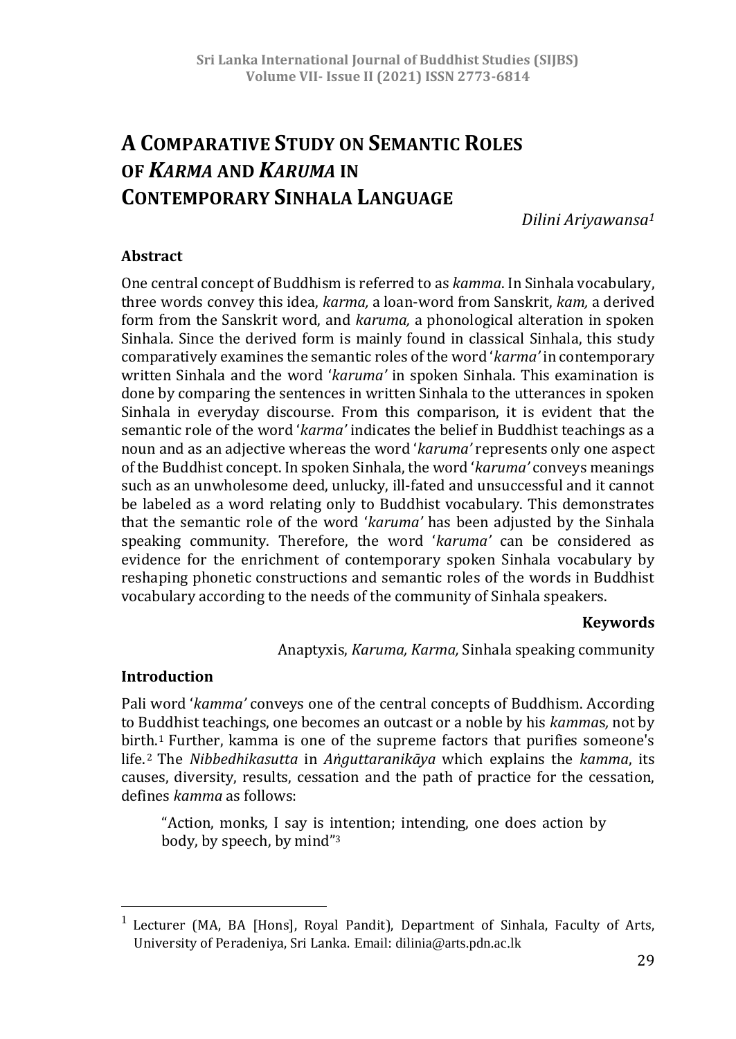# A Comparative Study on Semantic Roles of *Karma* and *Karuma* in Contemporary Sinhala Language

*Dilini Ariyawansa*[1]

### Abstract

One central concept of Buddhism is referred to as *kamma*. In Sinhala vocabulary, three words convey this idea, *karma,* a loan-word from Sanskrit, *kam,* a derived form from the Sanskrit word, and *karuma,* a phonological alteration in spoken Sinhala. Since the derived form is mainly found in classical Sinhala, this study comparatively examines the semantic roles of the word '*karma'* in contemporary written Sinhala and the word '*karuma'* in spoken Sinhala. This examination is done by comparing the sentences in written Sinhala to the utterances in spoken Sinhala in everyday discourse. From this comparison, it is evident that the semantic role of the word '*karma'* indicates the belief in Buddhist teachings as a noun and as an adjective whereas the word '*karuma'* represents only one aspect of the Buddhist concept. In spoken Sinhala, the word '*karuma'* conveys meanings such as an unwholesome deed, unlucky, ill-fated and unsuccessful and it cannot be labeled as a word relating only to Buddhist vocabulary. This demonstrates that the semantic role of the word '*karuma'* has been adjusted by the Sinhala speaking community. Therefore, the word '*karuma'* can be considered as evidence for the enrichment of contemporary spoken Sinhala vocabulary by reshaping phonetic constructions and semantic roles of the words in Buddhist vocabulary according to the needs of the community of Sinhala speakers.

**Keywords**

Anaptyxis, *Karuma, Karma,* Sinhala speaking community

### Introduction

Pali word '*kamma'* conveys one of the central concepts of Buddhism. According to Buddhist teachings, one becomes an outcast or a noble by his *kammas,* not by birth.[1] Further, kamma is one of the supreme factors that purifies someone's life.[2] The *Nibbedhikasutta* in *Aṅguttaranikāya* which explains the *kamma*, its causes, diversity, results, cessation and the path of practice for the cessation, defines *kamma* as follows:

> "Action, monks, I say is intention; intending, one does action by body, by speech, by mind"[3]

---

[1] Lecturer (MA, BA [Hons], Royal Pandit), Department of Sinhala, Faculty of Arts, University of Peradeniya, Sri Lanka. Email: dilinia@arts.pdn.ac.lk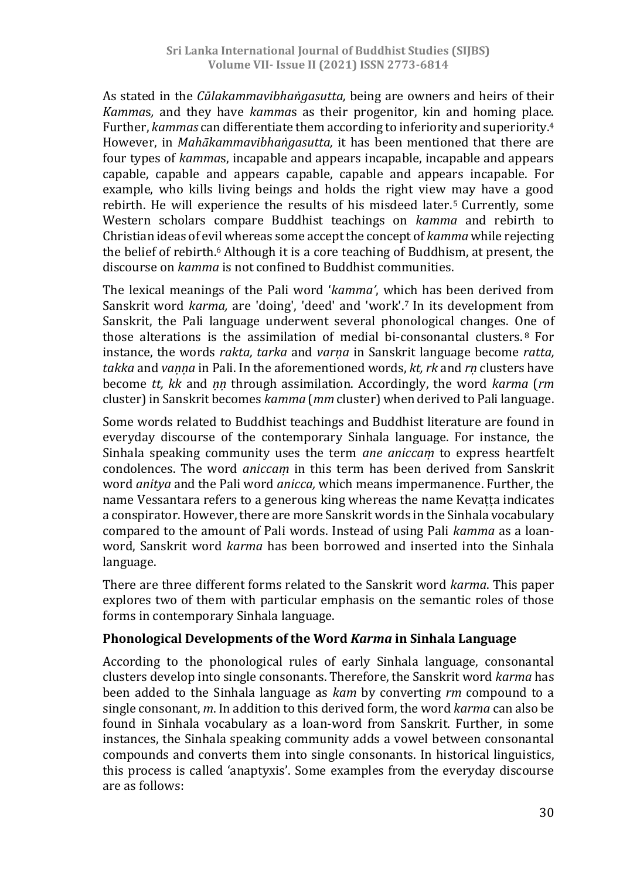As stated in the *Cūlakammavibhaṅgasutta,* being are owners and heirs of their *Kamma*s, and they have *kamma*s as their progenitor, kin and homing place. Further, *kammas* can differentiate them according to inferiority and superiority.[4] However, in *Mahākammavibhaṅgasutta,* it has been mentioned that there are four types of *kamma*s, incapable and appears incapable, incapable and appears capable, capable and appears capable, capable and appears incapable. For example, who kills living beings and holds the right view may have a good rebirth. He will experience the results of his misdeed later.[5] Currently, some Western scholars compare Buddhist teachings on *kamma* and rebirth to Christian ideas of evil whereas some accept the concept of *kamma* while rejecting the belief of rebirth.[6] Although it is a core teaching of Buddhism, at present, the discourse on *kamma* is not confined to Buddhist communities.

The lexical meanings of the Pali word '*kamma'*, which has been derived from Sanskrit word *karma,* are 'doing', 'deed' and 'work'.[7] In its development from Sanskrit, the Pali language underwent several phonological changes. One of those alterations is the assimilation of medial bi-consonantal clusters.[8] For instance, the words *rakta, tarka* and *varṇa* in Sanskrit language become *ratta, takka* and *vaṇṇa* in Pali. In the aforementioned words, *kt, rk* and *rṇ* clusters have become *tt, kk* and *ṇṇ* through assimilation. Accordingly, the word *karma* (*rm* cluster) in Sanskrit becomes *kamma* (*mm* cluster) when derived to Pali language.

Some words related to Buddhist teachings and Buddhist literature are found in everyday discourse of the contemporary Sinhala language. For instance, the Sinhala speaking community uses the term *ane aniccaṃ* to express heartfelt condolences. The word *aniccaṃ* in this term has been derived from Sanskrit word *anitya* and the Pali word *anicca,* which means impermanence. Further, the name Vessantara refers to a generous king whereas the name Kevaṭṭa indicates a conspirator. However, there are more Sanskrit words in the Sinhala vocabulary compared to the amount of Pali words. Instead of using Pali *kamma* as a loan-word, Sanskrit word *karma* has been borrowed and inserted into the Sinhala language.

There are three different forms related to the Sanskrit word *karma*. This paper explores two of them with particular emphasis on the semantic roles of those forms in contemporary Sinhala language.

## Phonological Developments of the Word *Karma* in Sinhala Language

According to the phonological rules of early Sinhala language, consonantal clusters develop into single consonants. Therefore, the Sanskrit word *karma* has been added to the Sinhala language as *kam* by converting *rm* compound to a single consonant, *m*. In addition to this derived form, the word *karma* can also be found in Sinhala vocabulary as a loan-word from Sanskrit. Further, in some instances, the Sinhala speaking community adds a vowel between consonantal compounds and converts them into single consonants. In historical linguistics, this process is called 'anaptyxis'. Some examples from the everyday discourse are as follows: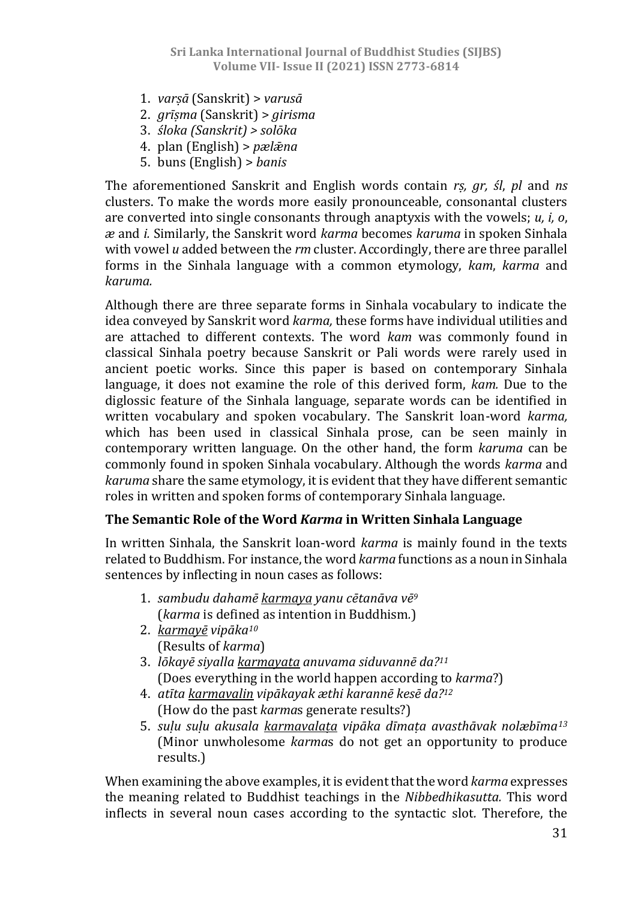1. *varṣā* (Sanskrit) > *varusā*
2. *grīṣma* (Sanskrit) > *girisma*
3. *śloka (Sanskrit) > solōka*
4. plan (English) > *pælǣna*
5. buns (English) > *banis*

The aforementioned Sanskrit and English words contain *rṣ, gr, śl*, *pl* and *ns* clusters. To make the words more easily pronounceable, consonantal clusters are converted into single consonants through anaptyxis with the vowels; *u, i, o*, *æ* and *i.* Similarly, the Sanskrit word *karma* becomes *karuma* in spoken Sinhala with vowel *u* added between the *rm* cluster. Accordingly, there are three parallel forms in the Sinhala language with a common etymology, *kam*, *karma* and *karuma.*

Although there are three separate forms in Sinhala vocabulary to indicate the idea conveyed by Sanskrit word *karma,* these forms have individual utilities and are attached to different contexts. The word *kam* was commonly found in classical Sinhala poetry because Sanskrit or Pali words were rarely used in ancient poetic works. Since this paper is based on contemporary Sinhala language, it does not examine the role of this derived form, *kam.* Due to the diglossic feature of the Sinhala language, separate words can be identified in written vocabulary and spoken vocabulary. The Sanskrit loan-word *karma,* which has been used in classical Sinhala prose, can be seen mainly in contemporary written language. On the other hand, the form *karuma* can be commonly found in spoken Sinhala vocabulary. Although the words *karma* and *karuma* share the same etymology, it is evident that they have different semantic roles in written and spoken forms of contemporary Sinhala language.

### The Semantic Role of the Word *Karma* in Written Sinhala Language

In written Sinhala, the Sanskrit loan-word *karma* is mainly found in the texts related to Buddhism. For instance, the word *karma* functions as a noun in Sinhala sentences by inflecting in noun cases as follows:

1. *sambudu dahamē karmaya yanu cētanāva vē*[9]
   (*karma* is defined as intention in Buddhism.)
2. *karmayē vipāka*[10]
   (Results of *karma*)
3. *lōkayē siyalla karmayata anuvama siduvannē da?*[11]
   (Does everything in the world happen according to *karma*?)
4. *atīta karmavalin vipākayak æthi karannē kesē da?*[12]
   (How do the past *karma*s generate results?)
5. *suḷu suḷu akusala karmavalaṭa vipāka dīmaṭa avasthāvak nolæbīma*[13]
   (Minor unwholesome *karma*s do not get an opportunity to produce results.)

When examining the above examples, it is evident that the word *karma* expresses the meaning related to Buddhist teachings in the *Nibbedhikasutta.* This word inflects in several noun cases according to the syntactic slot. Therefore, the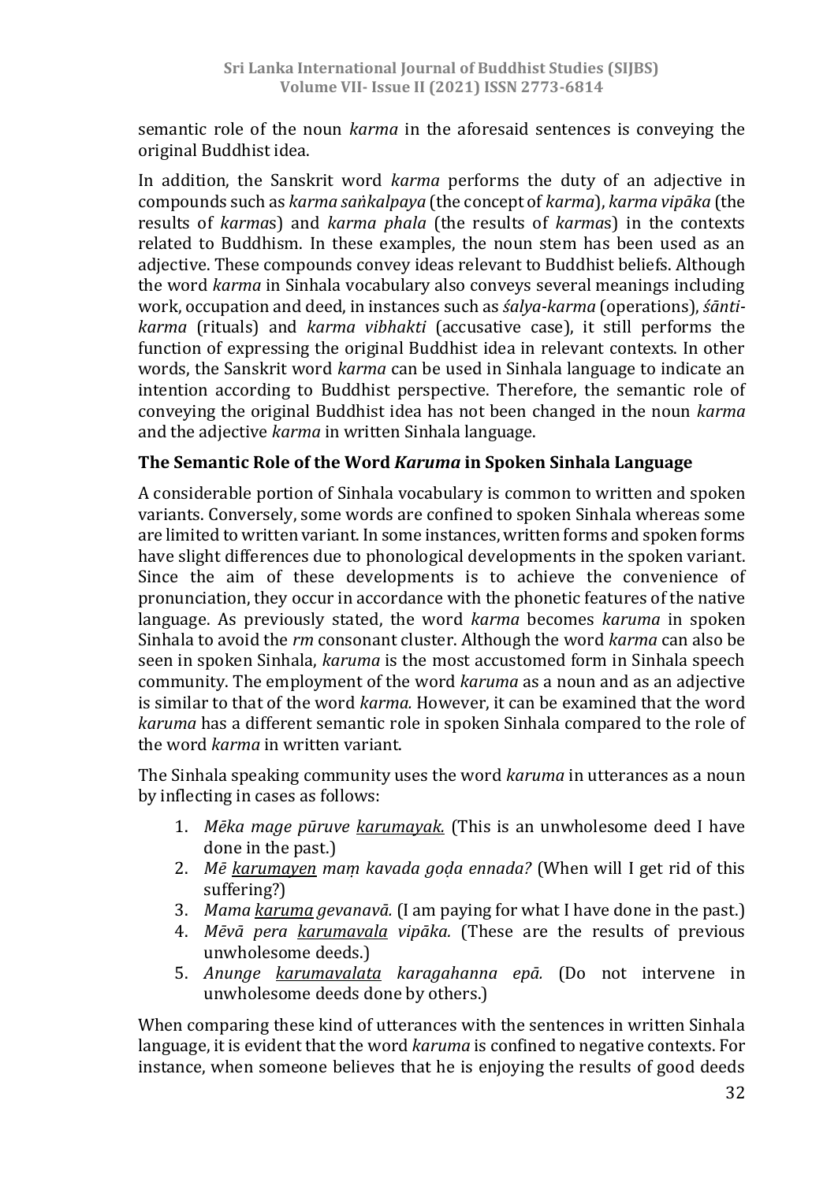semantic role of the noun *karma* in the aforesaid sentences is conveying the original Buddhist idea.

In addition, the Sanskrit word *karma* performs the duty of an adjective in compounds such as *karma saṅkalpaya* (the concept of *karma*), *karma vipāka* (the results of *karma*s) and *karma phala* (the results of *karma*s) in the contexts related to Buddhism. In these examples, the noun stem has been used as an adjective. These compounds convey ideas relevant to Buddhist beliefs. Although the word *karma* in Sinhala vocabulary also conveys several meanings including work, occupation and deed, in instances such as *śalya-karma* (operations), *śānti-karma* (rituals) and *karma vibhakti* (accusative case), it still performs the function of expressing the original Buddhist idea in relevant contexts. In other words, the Sanskrit word *karma* can be used in Sinhala language to indicate an intention according to Buddhist perspective. Therefore, the semantic role of conveying the original Buddhist idea has not been changed in the noun *karma* and the adjective *karma* in written Sinhala language.

### The Semantic Role of the Word *Karuma* in Spoken Sinhala Language

A considerable portion of Sinhala vocabulary is common to written and spoken variants. Conversely, some words are confined to spoken Sinhala whereas some are limited to written variant. In some instances, written forms and spoken forms have slight differences due to phonological developments in the spoken variant. Since the aim of these developments is to achieve the convenience of pronunciation, they occur in accordance with the phonetic features of the native language. As previously stated, the word *karma* becomes *karuma* in spoken Sinhala to avoid the *rm* consonant cluster. Although the word *karma* can also be seen in spoken Sinhala, *karuma* is the most accustomed form in Sinhala speech community. The employment of the word *karuma* as a noun and as an adjective is similar to that of the word *karma.* However, it can be examined that the word *karuma* has a different semantic role in spoken Sinhala compared to the role of the word *karma* in written variant.

The Sinhala speaking community uses the word *karuma* in utterances as a noun by inflecting in cases as follows:

1. *Mēka mage pūruve <u>karumayak.</u>* (This is an unwholesome deed I have done in the past.)
2. *Mē <u>karumayen</u> maṃ kavada goḍa ennada?* (When will I get rid of this suffering?)
3. *Mama <u>karuma</u> gevanavā.* (I am paying for what I have done in the past.)
4. *Mēvā pera <u>karumavala</u> vipāka.* (These are the results of previous unwholesome deeds.)
5. *Anunge <u>karumavalata</u> karagahanna epā.* (Do not intervene in unwholesome deeds done by others.)

When comparing these kind of utterances with the sentences in written Sinhala language, it is evident that the word *karuma* is confined to negative contexts. For instance, when someone believes that he is enjoying the results of good deeds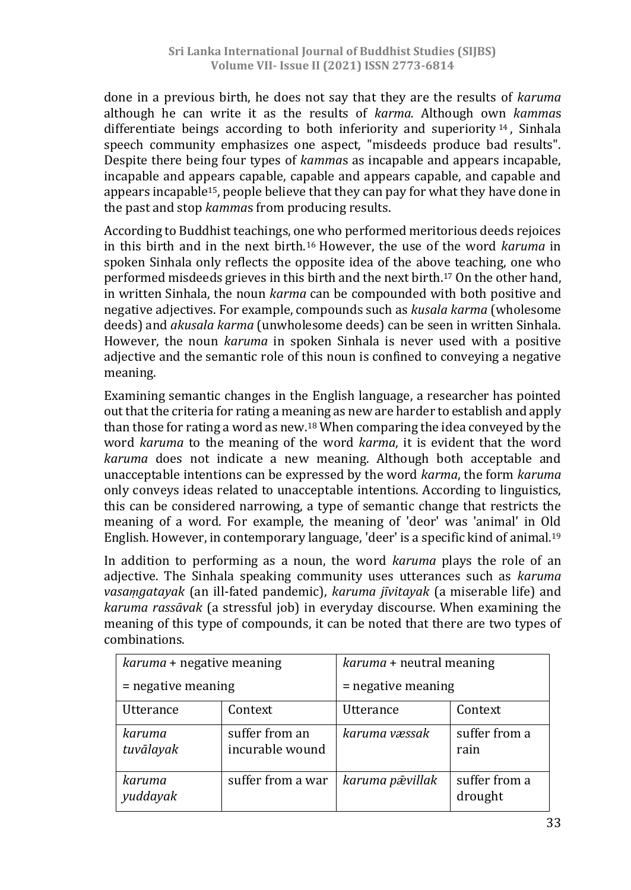done in a previous birth, he does not say that they are the results of *karuma* although he can write it as the results of *karma.* Although own *kamma*s differentiate beings according to both inferiority and superiority [14], Sinhala speech community emphasizes one aspect, "misdeeds produce bad results". Despite there being four types of *kamma*s as incapable and appears incapable, incapable and appears capable, capable and appears capable, and capable and appears incapable[15], people believe that they can pay for what they have done in the past and stop *kamma*s from producing results.

According to Buddhist teachings, one who performed meritorious deeds rejoices in this birth and in the next birth.[16] However, the use of the word *karuma* in spoken Sinhala only reflects the opposite idea of the above teaching, one who performed misdeeds grieves in this birth and the next birth.[17] On the other hand, in written Sinhala, the noun *karma* can be compounded with both positive and negative adjectives. For example, compounds such as *kusala karma* (wholesome deeds) and *akusala karma* (unwholesome deeds) can be seen in written Sinhala. However, the noun *karuma* in spoken Sinhala is never used with a positive adjective and the semantic role of this noun is confined to conveying a negative meaning.

Examining semantic changes in the English language, a researcher has pointed out that the criteria for rating a meaning as new are harder to establish and apply than those for rating a word as new.[18] When comparing the idea conveyed by the word *karuma* to the meaning of the word *karma*, it is evident that the word *karuma* does not indicate a new meaning. Although both acceptable and unacceptable intentions can be expressed by the word *karma*, the form *karuma* only conveys ideas related to unacceptable intentions. According to linguistics, this can be considered narrowing, a type of semantic change that restricts the meaning of a word. For example, the meaning of 'deor' was 'animal' in Old English. However, in contemporary language, 'deer' is a specific kind of animal.[19]

In addition to performing as a noun, the word *karuma* plays the role of an adjective. The Sinhala speaking community uses utterances such as *karuma vasaṃgatayak* (an ill-fated pandemic), *karuma jīvitayak* (a miserable life) and *karuma rassāvak* (a stressful job) in everyday discourse. When examining the meaning of this type of compounds, it can be noted that there are two types of combinations.

| *karuma* + negative meaning = negative meaning | | *karuma* + neutral meaning = negative meaning | |
|---|---|---|---|
| Utterance | Context | Utterance | Context |
| *karuma tuvālayak* | suffer from an incurable wound | *karuma væssak* | suffer from a rain |
| *karuma yuddayak* | suffer from a war | *karuma pǣvillak* | suffer from a drought |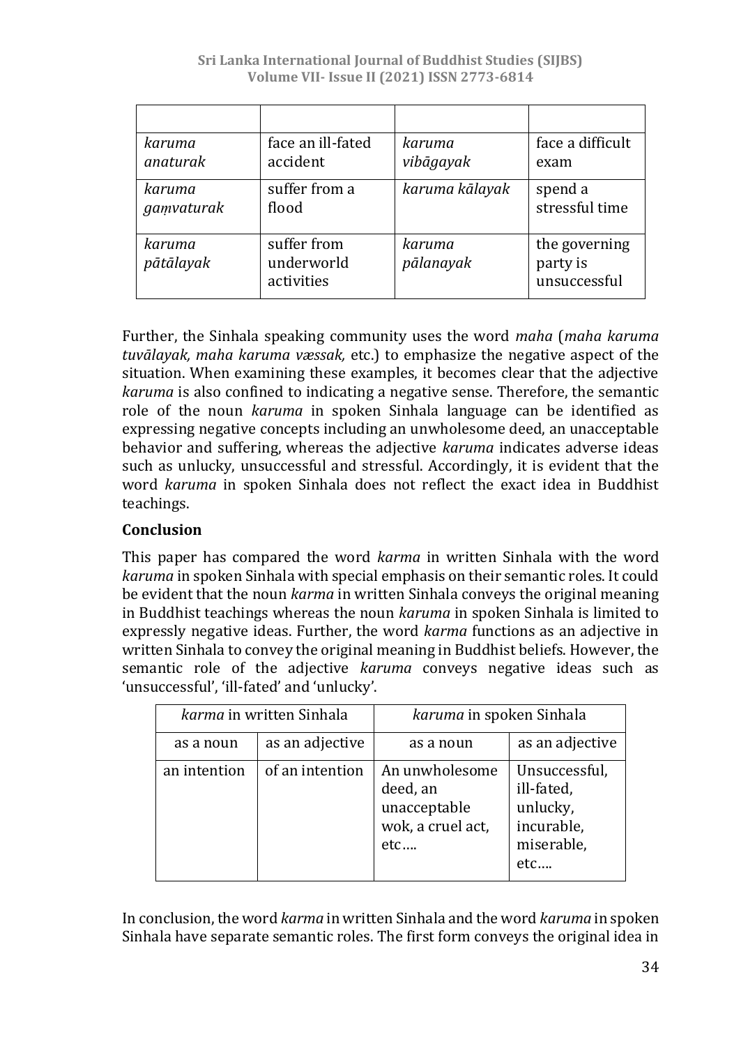| | | | |
|---|---|---|---|
| *karuma anaturak* | face an ill-fated accident | *karuma vibāgayak* | face a difficult exam |
| *karuma gaṃvaturak* | suffer from a flood | *karuma kālayak* | spend a stressful time |
| *karuma pātālayak* | suffer from underworld activities | *karuma pālanayak* | the governing party is unsuccessful |

Further, the Sinhala speaking community uses the word *maha* (*maha karuma tuvālayak, maha karuma væssak,* etc.) to emphasize the negative aspect of the situation. When examining these examples, it becomes clear that the adjective *karuma* is also confined to indicating a negative sense. Therefore, the semantic role of the noun *karuma* in spoken Sinhala language can be identified as expressing negative concepts including an unwholesome deed, an unacceptable behavior and suffering, whereas the adjective *karuma* indicates adverse ideas such as unlucky, unsuccessful and stressful. Accordingly, it is evident that the word *karuma* in spoken Sinhala does not reflect the exact idea in Buddhist teachings.

## Conclusion

This paper has compared the word *karma* in written Sinhala with the word *karuma* in spoken Sinhala with special emphasis on their semantic roles. It could be evident that the noun *karma* in written Sinhala conveys the original meaning in Buddhist teachings whereas the noun *karuma* in spoken Sinhala is limited to expressly negative ideas. Further, the word *karma* functions as an adjective in written Sinhala to convey the original meaning in Buddhist beliefs. However, the semantic role of the adjective *karuma* conveys negative ideas such as 'unsuccessful', 'ill-fated' and 'unlucky'.

| *karma* in written Sinhala | | *karuma* in spoken Sinhala | |
|---|---|---|---|
| as a noun | as an adjective | as a noun | as an adjective |
| an intention | of an intention | An unwholesome deed, an unacceptable wok, a cruel act, etc…. | Unsuccessful, ill-fated, unlucky, incurable, miserable, etc…. |

In conclusion, the word *karma* in written Sinhala and the word *karuma* in spoken Sinhala have separate semantic roles. The first form conveys the original idea in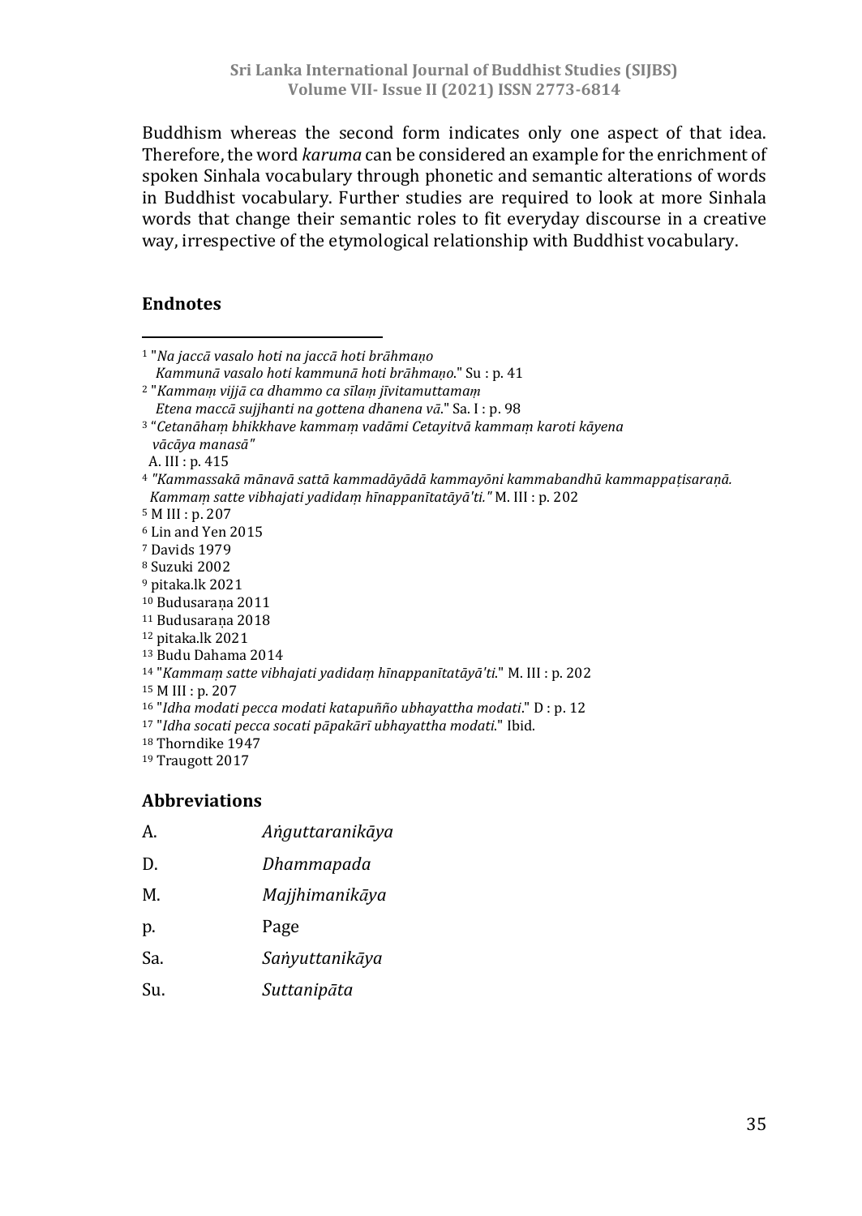Buddhism whereas the second form indicates only one aspect of that idea. Therefore, the word *karuma* can be considered an example for the enrichment of spoken Sinhala vocabulary through phonetic and semantic alterations of words in Buddhist vocabulary. Further studies are required to look at more Sinhala words that change their semantic roles to fit everyday discourse in a creative way, irrespective of the etymological relationship with Buddhist vocabulary.

## Endnotes

[1] "*Na jaccā vasalo hoti na jaccā hoti brāhmaṇo*
*Kammunā vasalo hoti kammunā hoti brāhmaṇo*." Su : p. 41

[2] "*Kammaṃ vijjā ca dhammo ca sīlaṃ jīvitamuttamaṃ*
*Etena maccā sujjhanti na gottena dhanena vā*." Sa. I : p. 98

[3] "*Cetanāhaṃ bhikkhave kammaṃ vadāmi Cetayitvā kammaṃ karoti kāyena vācāya manasā*"
A. III : p. 415

[4] *"Kammassakā mānavā sattā kammadāyādā kammayōni kammabandhū kammappaṭisaraṇā. Kammaṃ satte vibhajati yadidaṃ hīnappanītatāyā'ti."* M. III : p. 202

[5] M III : p. 207

[6] Lin and Yen 2015

[7] Davids 1979

[8] Suzuki 2002

[9] pitaka.lk 2021

[10] Budusaraṇa 2011

[11] Budusaraṇa 2018

[12] pitaka.lk 2021

[13] Budu Dahama 2014

[14] "*Kammaṃ satte vibhajati yadidaṃ hīnappanītatāyā'ti*." M. III : p. 202

[15] M III : p. 207

[16] "*Idha modati pecca modati katapuñño ubhayattha modati*." D : p. 12

[17] "*Idha socati pecca socati pāpakārī ubhayattha modati*." Ibid.

[18] Thorndike 1947

[19] Traugott 2017

## Abbreviations

| | |
|---|---|
| A. | *Aṅguttaranikāya* |
| D. | *Dhammapada* |
| M. | *Majjhimanikāya* |
| p. | Page |
| Sa. | *Saṅyuttanikāya* |
| Su. | *Suttanipāta* |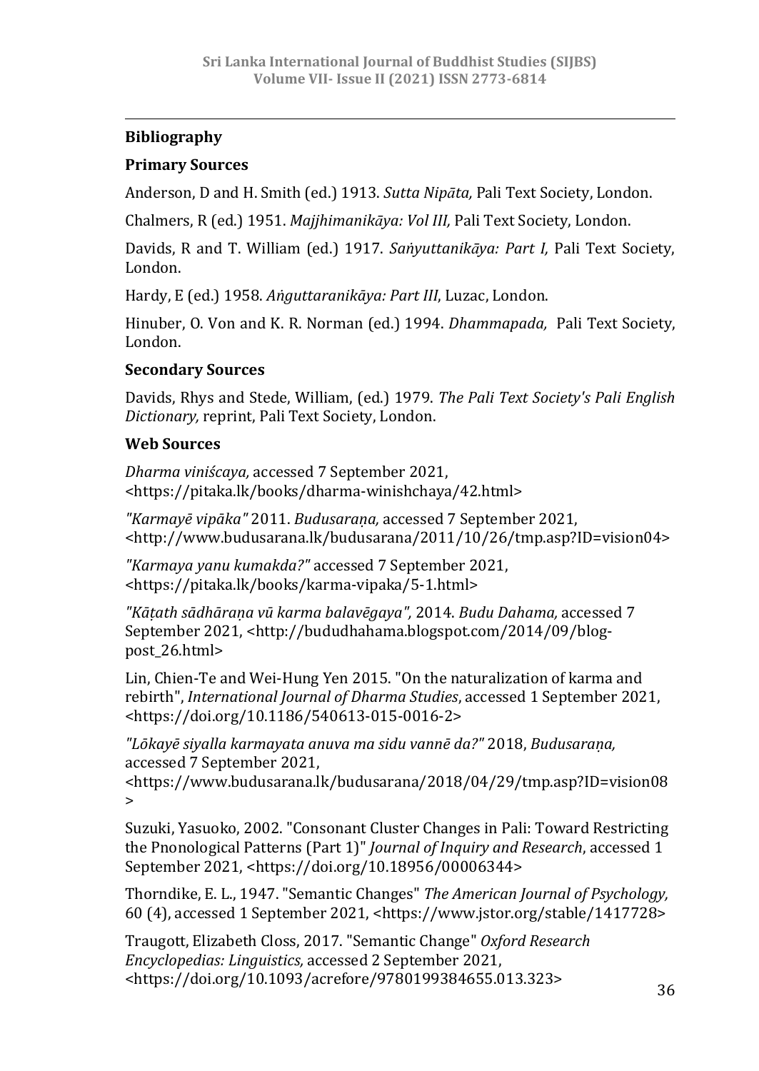## Bibliography

### Primary Sources

Anderson, D and H. Smith (ed.) 1913. *Sutta Nipāta,* Pali Text Society, London.

Chalmers, R (ed.) 1951. *Majjhimanikāya: Vol III,* Pali Text Society, London.

Davids, R and T. William (ed.) 1917. *Saṅyuttanikāya: Part I,* Pali Text Society, London.

Hardy, E (ed.) 1958. *Aṅguttaranikāya: Part III*, Luzac, London.

Hinuber, O. Von and K. R. Norman (ed.) 1994. *Dhammapada,* Pali Text Society, London.

### Secondary Sources

Davids, Rhys and Stede, William, (ed.) 1979. *The Pali Text Society's Pali English Dictionary,* reprint, Pali Text Society, London.

### Web Sources

*Dharma viniścaya,* accessed 7 September 2021, <https://pitaka.lk/books/dharma-winishchaya/42.html>

*"Karmayē vipāka"* 2011. *Budusaraṇa,* accessed 7 September 2021, <http://www.budusarana.lk/budusarana/2011/10/26/tmp.asp?ID=vision04>

*"Karmaya yanu kumakda?"* accessed 7 September 2021, <https://pitaka.lk/books/karma-vipaka/5-1.html>

*"Kāṭath sādhāraṇa vū karma balavēgaya",* 2014. *Budu Dahama,* accessed 7 September 2021, <http://bududhahama.blogspot.com/2014/09/blog-post_26.html>

Lin, Chien-Te and Wei-Hung Yen 2015. "On the naturalization of karma and rebirth", *International Journal of Dharma Studies*, accessed 1 September 2021, <https://doi.org/10.1186/540613-015-0016-2>

*"Lōkayē siyalla karmayata anuva ma sidu vannē da?"* 2018, *Budusaraṇa,* accessed 7 September 2021, <https://www.budusarana.lk/budusarana/2018/04/29/tmp.asp?ID=vision08>

Suzuki, Yasuoko, 2002. "Consonant Cluster Changes in Pali: Toward Restricting the Pnonological Patterns (Part 1)" *Journal of Inquiry and Research*, accessed 1 September 2021, <https://doi.org/10.18956/00006344>

Thorndike, E. L., 1947. "Semantic Changes" *The American Journal of Psychology,* 60 (4), accessed 1 September 2021, <https://www.jstor.org/stable/1417728>

Traugott, Elizabeth Closs, 2017. "Semantic Change" *Oxford Research Encyclopedias: Linguistics,* accessed 2 September 2021, <https://doi.org/10.1093/acrefore/9780199384655.013.323>